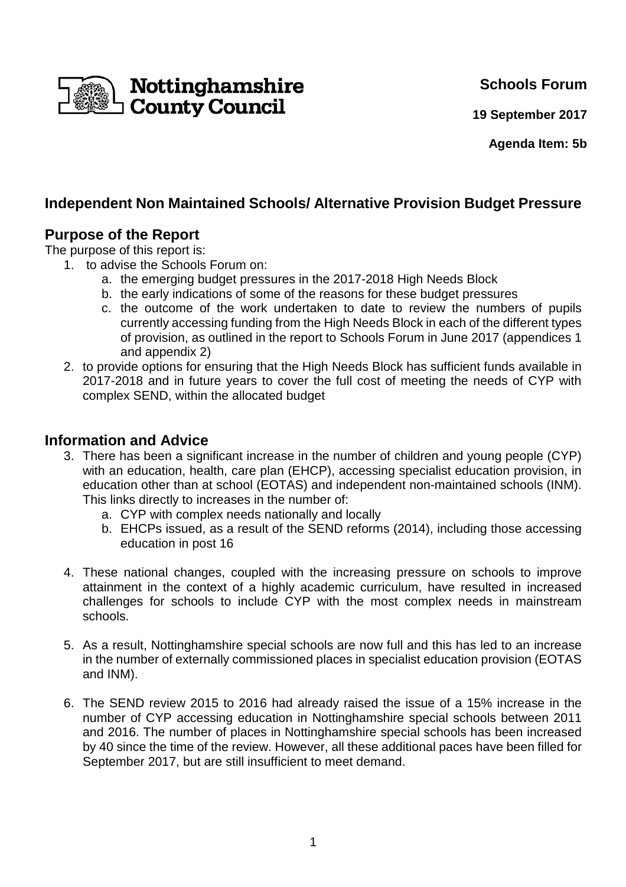Nottinghamshire County Council

**Schools Forum**

**19 September 2017**

**Agenda Item: 5b**

## Independent Non Maintained Schools/ Alternative Provision Budget Pressure

## Purpose of the Report

The purpose of this report is:

1. to advise the Schools Forum on:
   a. the emerging budget pressures in the 2017-2018 High Needs Block
   b. the early indications of some of the reasons for these budget pressures
   c. the outcome of the work undertaken to date to review the numbers of pupils currently accessing funding from the High Needs Block in each of the different types of provision, as outlined in the report to Schools Forum in June 2017 (appendices 1 and appendix 2)
2. to provide options for ensuring that the High Needs Block has sufficient funds available in 2017-2018 and in future years to cover the full cost of meeting the needs of CYP with complex SEND, within the allocated budget

## Information and Advice

3. There has been a significant increase in the number of children and young people (CYP) with an education, health, care plan (EHCP), accessing specialist education provision, in education other than at school (EOTAS) and independent non-maintained schools (INM). This links directly to increases in the number of:
   a. CYP with complex needs nationally and locally
   b. EHCPs issued, as a result of the SEND reforms (2014), including those accessing education in post 16
4. These national changes, coupled with the increasing pressure on schools to improve attainment in the context of a highly academic curriculum, have resulted in increased challenges for schools to include CYP with the most complex needs in mainstream schools.
5. As a result, Nottinghamshire special schools are now full and this has led to an increase in the number of externally commissioned places in specialist education provision (EOTAS and INM).
6. The SEND review 2015 to 2016 had already raised the issue of a 15% increase in the number of CYP accessing education in Nottinghamshire special schools between 2011 and 2016. The number of places in Nottinghamshire special schools has been increased by 40 since the time of the review. However, all these additional paces have been filled for September 2017, but are still insufficient to meet demand.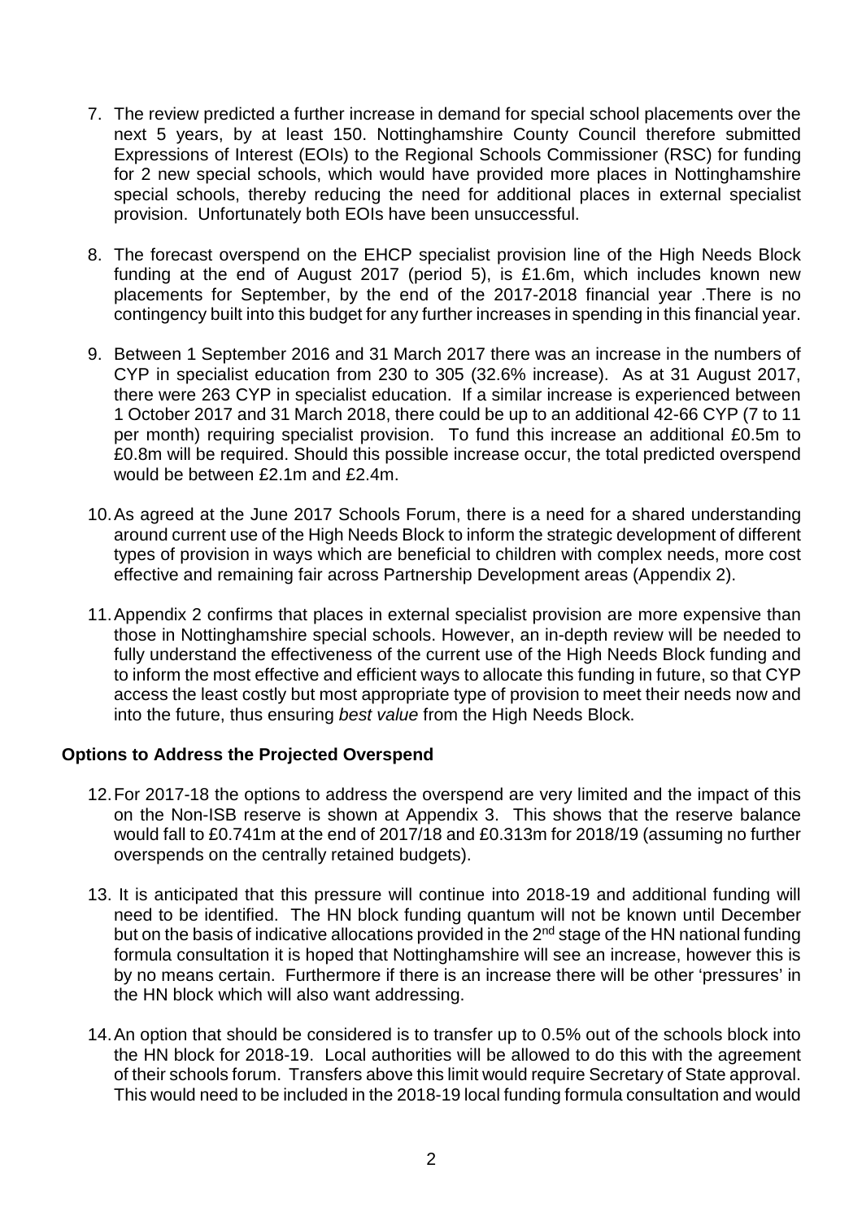7. The review predicted a further increase in demand for special school placements over the next 5 years, by at least 150. Nottinghamshire County Council therefore submitted Expressions of Interest (EOIs) to the Regional Schools Commissioner (RSC) for funding for 2 new special schools, which would have provided more places in Nottinghamshire special schools, thereby reducing the need for additional places in external specialist provision. Unfortunately both EOIs have been unsuccessful.

8. The forecast overspend on the EHCP specialist provision line of the High Needs Block funding at the end of August 2017 (period 5), is £1.6m, which includes known new placements for September, by the end of the 2017-2018 financial year .There is no contingency built into this budget for any further increases in spending in this financial year.

9. Between 1 September 2016 and 31 March 2017 there was an increase in the numbers of CYP in specialist education from 230 to 305 (32.6% increase). As at 31 August 2017, there were 263 CYP in specialist education. If a similar increase is experienced between 1 October 2017 and 31 March 2018, there could be up to an additional 42-66 CYP (7 to 11 per month) requiring specialist provision. To fund this increase an additional £0.5m to £0.8m will be required. Should this possible increase occur, the total predicted overspend would be between £2.1m and £2.4m.

10. As agreed at the June 2017 Schools Forum, there is a need for a shared understanding around current use of the High Needs Block to inform the strategic development of different types of provision in ways which are beneficial to children with complex needs, more cost effective and remaining fair across Partnership Development areas (Appendix 2).

11. Appendix 2 confirms that places in external specialist provision are more expensive than those in Nottinghamshire special schools. However, an in-depth review will be needed to fully understand the effectiveness of the current use of the High Needs Block funding and to inform the most effective and efficient ways to allocate this funding in future, so that CYP access the least costly but most appropriate type of provision to meet their needs now and into the future, thus ensuring *best value* from the High Needs Block.

**Options to Address the Projected Overspend**

12. For 2017-18 the options to address the overspend are very limited and the impact of this on the Non-ISB reserve is shown at Appendix 3. This shows that the reserve balance would fall to £0.741m at the end of 2017/18 and £0.313m for 2018/19 (assuming no further overspends on the centrally retained budgets).

13. It is anticipated that this pressure will continue into 2018-19 and additional funding will need to be identified. The HN block funding quantum will not be known until December but on the basis of indicative allocations provided in the 2nd stage of the HN national funding formula consultation it is hoped that Nottinghamshire will see an increase, however this is by no means certain. Furthermore if there is an increase there will be other 'pressures' in the HN block which will also want addressing.

14. An option that should be considered is to transfer up to 0.5% out of the schools block into the HN block for 2018-19. Local authorities will be allowed to do this with the agreement of their schools forum. Transfers above this limit would require Secretary of State approval. This would need to be included in the 2018-19 local funding formula consultation and would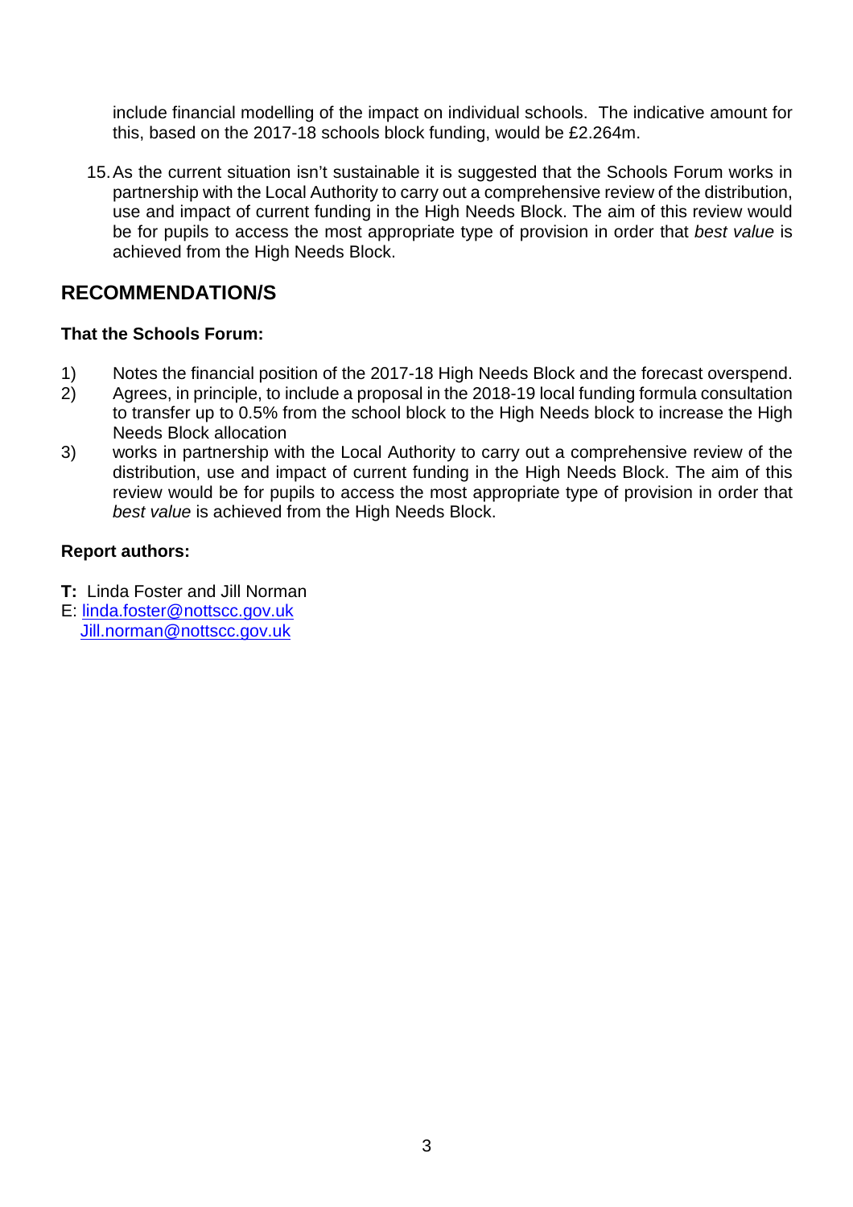include financial modelling of the impact on individual schools. The indicative amount for this, based on the 2017-18 schools block funding, would be £2.264m.

15. As the current situation isn't sustainable it is suggested that the Schools Forum works in partnership with the Local Authority to carry out a comprehensive review of the distribution, use and impact of current funding in the High Needs Block. The aim of this review would be for pupils to access the most appropriate type of provision in order that *best value* is achieved from the High Needs Block.

## RECOMMENDATION/S

**That the Schools Forum:**

1) Notes the financial position of the 2017-18 High Needs Block and the forecast overspend.
2) Agrees, in principle, to include a proposal in the 2018-19 local funding formula consultation to transfer up to 0.5% from the school block to the High Needs block to increase the High Needs Block allocation
3) works in partnership with the Local Authority to carry out a comprehensive review of the distribution, use and impact of current funding in the High Needs Block. The aim of this review would be for pupils to access the most appropriate type of provision in order that *best value* is achieved from the High Needs Block.

**Report authors:**

**T:** Linda Foster and Jill Norman
E: linda.foster@nottscc.gov.uk
Jill.norman@nottscc.gov.uk